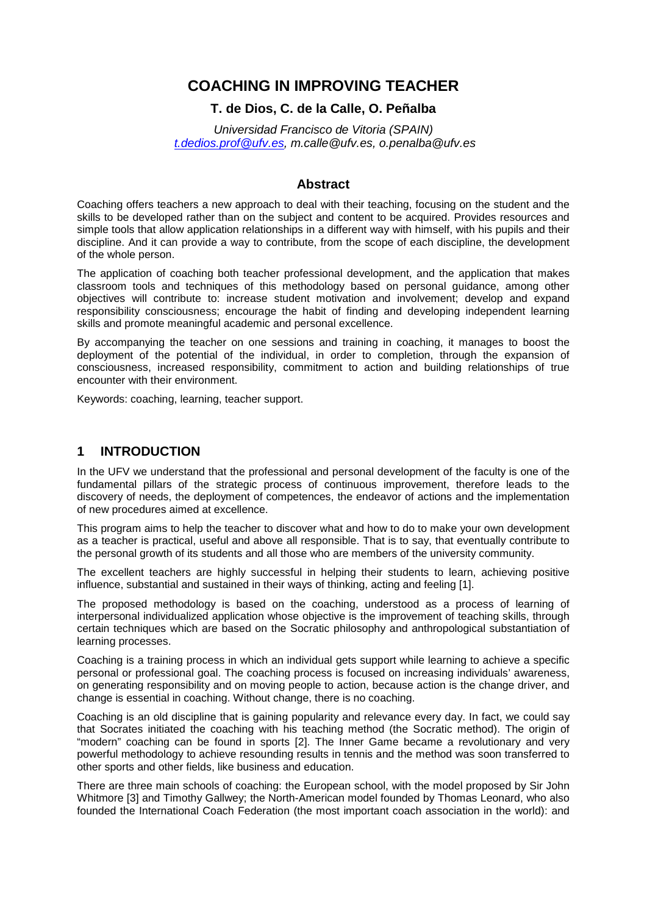# COACHING IN IMPROVING TEACHER

**T. de Dios, C. de la Calle, O. Peñalba**

*Universidad Francisco de Vitoria (SPAIN)*
*t.dedios.prof@ufv.es, m.calle@ufv.es, o.penalba@ufv.es*

## Abstract

Coaching offers teachers a new approach to deal with their teaching, focusing on the student and the skills to be developed rather than on the subject and content to be acquired. Provides resources and simple tools that allow application relationships in a different way with himself, with his pupils and their discipline. And it can provide a way to contribute, from the scope of each discipline, the development of the whole person.

The application of coaching both teacher professional development, and the application that makes classroom tools and techniques of this methodology based on personal guidance, among other objectives will contribute to: increase student motivation and involvement; develop and expand responsibility consciousness; encourage the habit of finding and developing independent learning skills and promote meaningful academic and personal excellence.

By accompanying the teacher on one sessions and training in coaching, it manages to boost the deployment of the potential of the individual, in order to completion, through the expansion of consciousness, increased responsibility, commitment to action and building relationships of true encounter with their environment.

Keywords: coaching, learning, teacher support.

## 1 INTRODUCTION

In the UFV we understand that the professional and personal development of the faculty is one of the fundamental pillars of the strategic process of continuous improvement, therefore leads to the discovery of needs, the deployment of competences, the endeavor of actions and the implementation of new procedures aimed at excellence.

This program aims to help the teacher to discover what and how to do to make your own development as a teacher is practical, useful and above all responsible. That is to say, that eventually contribute to the personal growth of its students and all those who are members of the university community.

The excellent teachers are highly successful in helping their students to learn, achieving positive influence, substantial and sustained in their ways of thinking, acting and feeling [1].

The proposed methodology is based on the coaching, understood as a process of learning of interpersonal individualized application whose objective is the improvement of teaching skills, through certain techniques which are based on the Socratic philosophy and anthropological substantiation of learning processes.

Coaching is a training process in which an individual gets support while learning to achieve a specific personal or professional goal. The coaching process is focused on increasing individuals' awareness, on generating responsibility and on moving people to action, because action is the change driver, and change is essential in coaching. Without change, there is no coaching.

Coaching is an old discipline that is gaining popularity and relevance every day. In fact, we could say that Socrates initiated the coaching with his teaching method (the Socratic method). The origin of "modern" coaching can be found in sports [2]. The Inner Game became a revolutionary and very powerful methodology to achieve resounding results in tennis and the method was soon transferred to other sports and other fields, like business and education.

There are three main schools of coaching: the European school, with the model proposed by Sir John Whitmore [3] and Timothy Gallwey; the North-American model founded by Thomas Leonard, who also founded the International Coach Federation (the most important coach association in the world): and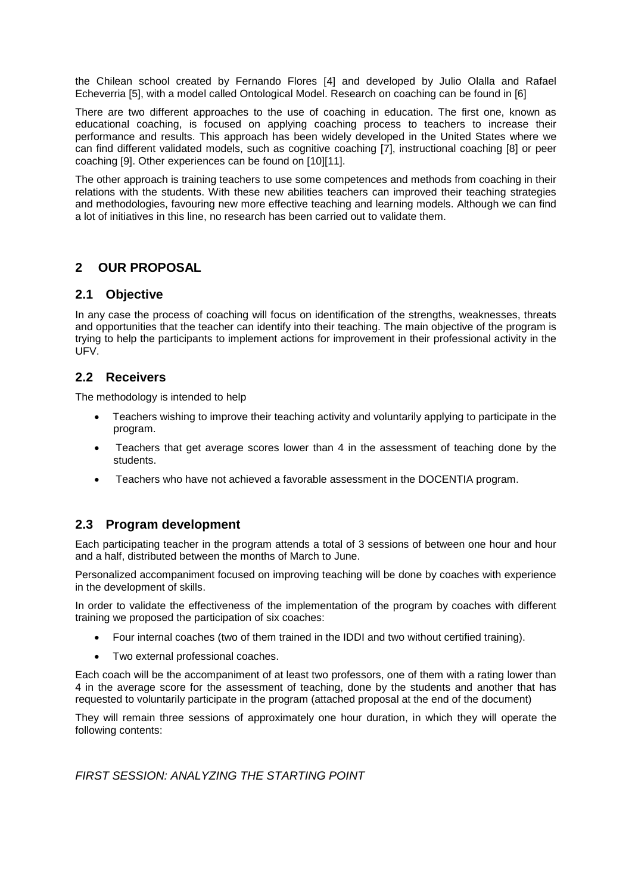the Chilean school created by Fernando Flores [4] and developed by Julio Olalla and Rafael Echeverria [5], with a model called Ontological Model. Research on coaching can be found in [6]

There are two different approaches to the use of coaching in education. The first one, known as educational coaching, is focused on applying coaching process to teachers to increase their performance and results. This approach has been widely developed in the United States where we can find different validated models, such as cognitive coaching [7], instructional coaching [8] or peer coaching [9]. Other experiences can be found on [10][11].

The other approach is training teachers to use some competences and methods from coaching in their relations with the students. With these new abilities teachers can improved their teaching strategies and methodologies, favouring new more effective teaching and learning models. Although we can find a lot of initiatives in this line, no research has been carried out to validate them.

## 2 OUR PROPOSAL

### 2.1 Objective

In any case the process of coaching will focus on identification of the strengths, weaknesses, threats and opportunities that the teacher can identify into their teaching. The main objective of the program is trying to help the participants to implement actions for improvement in their professional activity in the UFV.

### 2.2 Receivers

The methodology is intended to help

- Teachers wishing to improve their teaching activity and voluntarily applying to participate in the program.
- Teachers that get average scores lower than 4 in the assessment of teaching done by the students.
- Teachers who have not achieved a favorable assessment in the DOCENTIA program.

### 2.3 Program development

Each participating teacher in the program attends a total of 3 sessions of between one hour and hour and a half, distributed between the months of March to June.

Personalized accompaniment focused on improving teaching will be done by coaches with experience in the development of skills.

In order to validate the effectiveness of the implementation of the program by coaches with different training we proposed the participation of six coaches:

- Four internal coaches (two of them trained in the IDDI and two without certified training).
- Two external professional coaches.

Each coach will be the accompaniment of at least two professors, one of them with a rating lower than 4 in the average score for the assessment of teaching, done by the students and another that has requested to voluntarily participate in the program (attached proposal at the end of the document)

They will remain three sessions of approximately one hour duration, in which they will operate the following contents:

*FIRST SESSION: ANALYZING THE STARTING POINT*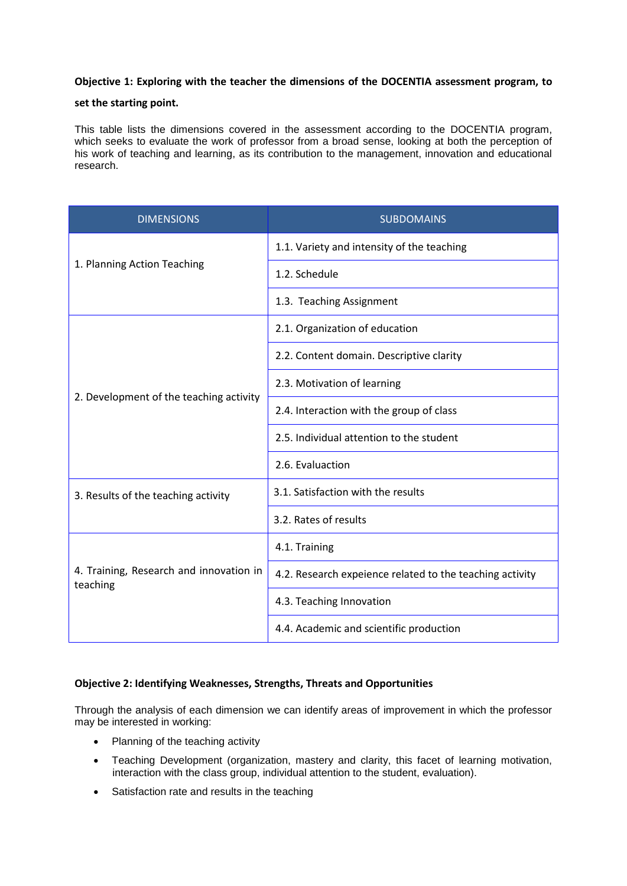**Objective 1: Exploring with the teacher the dimensions of the DOCENTIA assessment program, to set the starting point.**

This table lists the dimensions covered in the assessment according to the DOCENTIA program, which seeks to evaluate the work of professor from a broad sense, looking at both the perception of his work of teaching and learning, as its contribution to the management, innovation and educational research.

| DIMENSIONS | SUBDOMAINS |
|---|---|
| 1. Planning Action Teaching | 1.1. Variety and intensity of the teaching |
| | 1.2. Schedule |
| | 1.3. Teaching Assignment |
| 2. Development of the teaching activity | 2.1. Organization of education |
| | 2.2. Content domain. Descriptive clarity |
| | 2.3. Motivation of learning |
| | 2.4. Interaction with the group of class |
| | 2.5. Individual attention to the student |
| | 2.6. Evaluaction |
| 3. Results of the teaching activity | 3.1. Satisfaction with the results |
| | 3.2. Rates of results |
| 4. Training, Research and innovation in teaching | 4.1. Training |
| | 4.2. Research expeience related to the teaching activity |
| | 4.3. Teaching Innovation |
| | 4.4. Academic and scientific production |

**Objective 2: Identifying Weaknesses, Strengths, Threats and Opportunities**

Through the analysis of each dimension we can identify areas of improvement in which the professor may be interested in working:

- Planning of the teaching activity
- Teaching Development (organization, mastery and clarity, this facet of learning motivation, interaction with the class group, individual attention to the student, evaluation).
- Satisfaction rate and results in the teaching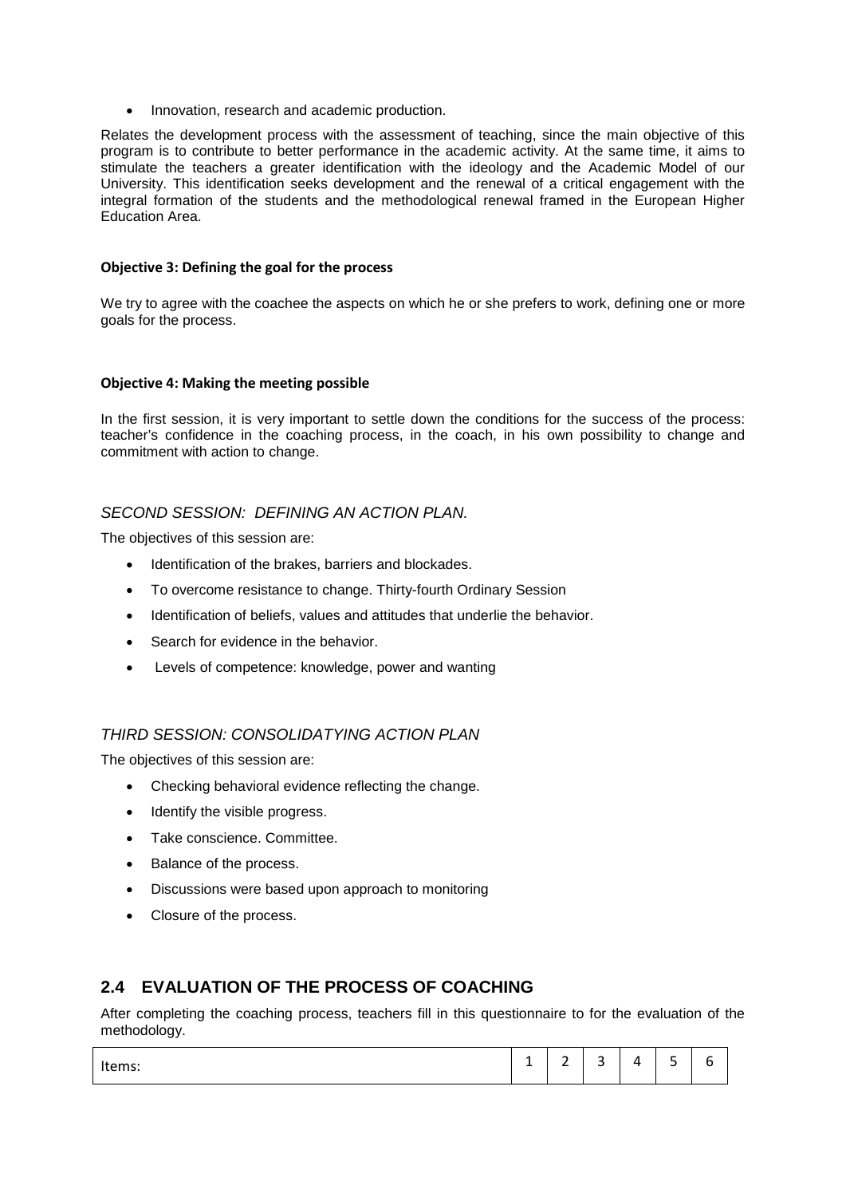- Innovation, research and academic production.

Relates the development process with the assessment of teaching, since the main objective of this program is to contribute to better performance in the academic activity. At the same time, it aims to stimulate the teachers a greater identification with the ideology and the Academic Model of our University. This identification seeks development and the renewal of a critical engagement with the integral formation of the students and the methodological renewal framed in the European Higher Education Area.

**Objective 3: Defining the goal for the process**

We try to agree with the coachee the aspects on which he or she prefers to work, defining one or more goals for the process.

**Objective 4: Making the meeting possible**

In the first session, it is very important to settle down the conditions for the success of the process: teacher's confidence in the coaching process, in the coach, in his own possibility to change and commitment with action to change.

*SECOND SESSION: DEFINING AN ACTION PLAN.*

The objectives of this session are:

- Identification of the brakes, barriers and blockades.
- To overcome resistance to change. Thirty-fourth Ordinary Session
- Identification of beliefs, values and attitudes that underlie the behavior.
- Search for evidence in the behavior.
- Levels of competence: knowledge, power and wanting

*THIRD SESSION: CONSOLIDATYING ACTION PLAN*

The objectives of this session are:

- Checking behavioral evidence reflecting the change.
- Identify the visible progress.
- Take conscience. Committee.
- Balance of the process.
- Discussions were based upon approach to monitoring
- Closure of the process.

## 2.4 EVALUATION OF THE PROCESS OF COACHING

After completing the coaching process, teachers fill in this questionnaire to for the evaluation of the methodology.

| Items: | 1 | 2 | 3 | 4 | 5 | 6 |
|---|---|---|---|---|---|---|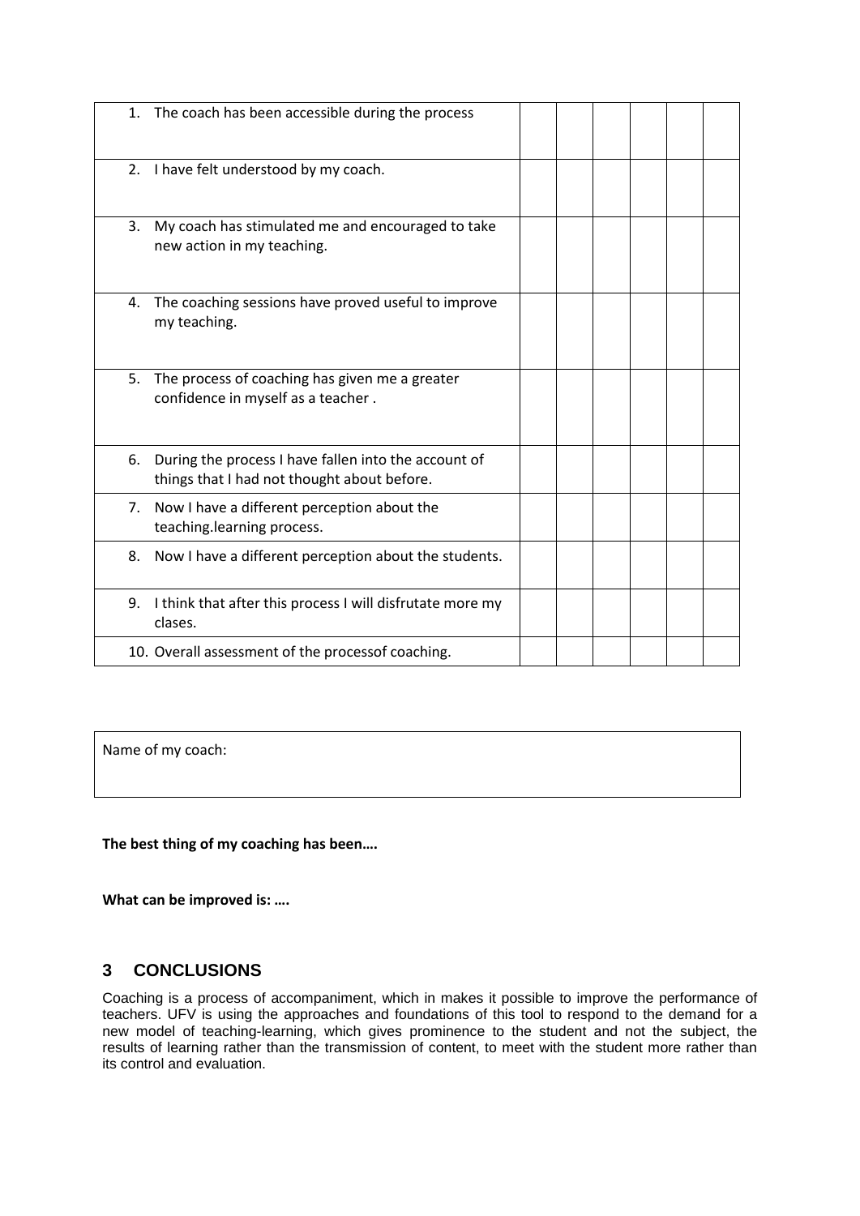| | | | | | | |
|---|---|---|---|---|---|---|
| 1. The coach has been accessible during the process | | | | | | |
| 2. I have felt understood by my coach. | | | | | | |
| 3. My coach has stimulated me and encouraged to take new action in my teaching. | | | | | | |
| 4. The coaching sessions have proved useful to improve my teaching. | | | | | | |
| 5. The process of coaching has given me a greater confidence in myself as a teacher . | | | | | | |
| 6. During the process I have fallen into the account of things that I had not thought about before. | | | | | | |
| 7. Now I have a different perception about the teaching.learning process. | | | | | | |
| 8. Now I have a different perception about the students. | | | | | | |
| 9. I think that after this process I will disfrutate more my clases. | | | | | | |
| 10. Overall assessment of the processof coaching. | | | | | | |

| Name of my coach: |
|---|

**The best thing of my coaching has been….**

**What can be improved is: ….**

## 3 CONCLUSIONS

Coaching is a process of accompaniment, which in makes it possible to improve the performance of teachers. UFV is using the approaches and foundations of this tool to respond to the demand for a new model of teaching-learning, which gives prominence to the student and not the subject, the results of learning rather than the transmission of content, to meet with the student more rather than its control and evaluation.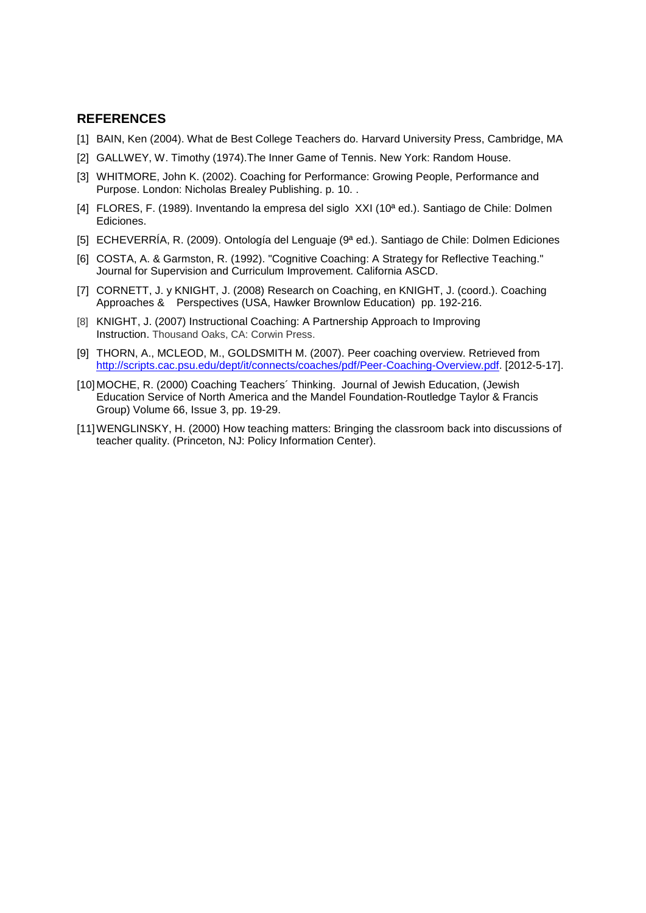## REFERENCES

[1] BAIN, Ken (2004). What de Best College Teachers do. Harvard University Press, Cambridge, MA

[2] GALLWEY, W. Timothy (1974).The Inner Game of Tennis. New York: Random House.

[3] WHITMORE, John K. (2002). Coaching for Performance: Growing People, Performance and Purpose. London: Nicholas Brealey Publishing. p. 10. .

[4] FLORES, F. (1989). Inventando la empresa del siglo XXI (10ª ed.). Santiago de Chile: Dolmen Ediciones.

[5] ECHEVERRÍA, R. (2009). Ontología del Lenguaje (9ª ed.). Santiago de Chile: Dolmen Ediciones

[6] COSTA, A. & Garmston, R. (1992). "Cognitive Coaching: A Strategy for Reflective Teaching." Journal for Supervision and Curriculum Improvement. California ASCD.

[7] CORNETT, J. y KNIGHT, J. (2008) Research on Coaching, en KNIGHT, J. (coord.). Coaching Approaches & Perspectives (USA, Hawker Brownlow Education) pp. 192-216.

[8] KNIGHT, J. (2007) Instructional Coaching: A Partnership Approach to Improving Instruction. Thousand Oaks, CA: Corwin Press.

[9] THORN, A., MCLEOD, M., GOLDSMITH M. (2007). Peer coaching overview. Retrieved from http://scripts.cac.psu.edu/dept/it/connects/coaches/pdf/Peer-Coaching-Overview.pdf. [2012-5-17].

[10] MOCHE, R. (2000) Coaching Teachers´ Thinking. Journal of Jewish Education, (Jewish Education Service of North America and the Mandel Foundation-Routledge Taylor & Francis Group) Volume 66, Issue 3, pp. 19-29.

[11] WENGLINSKY, H. (2000) How teaching matters: Bringing the classroom back into discussions of teacher quality. (Princeton, NJ: Policy Information Center).